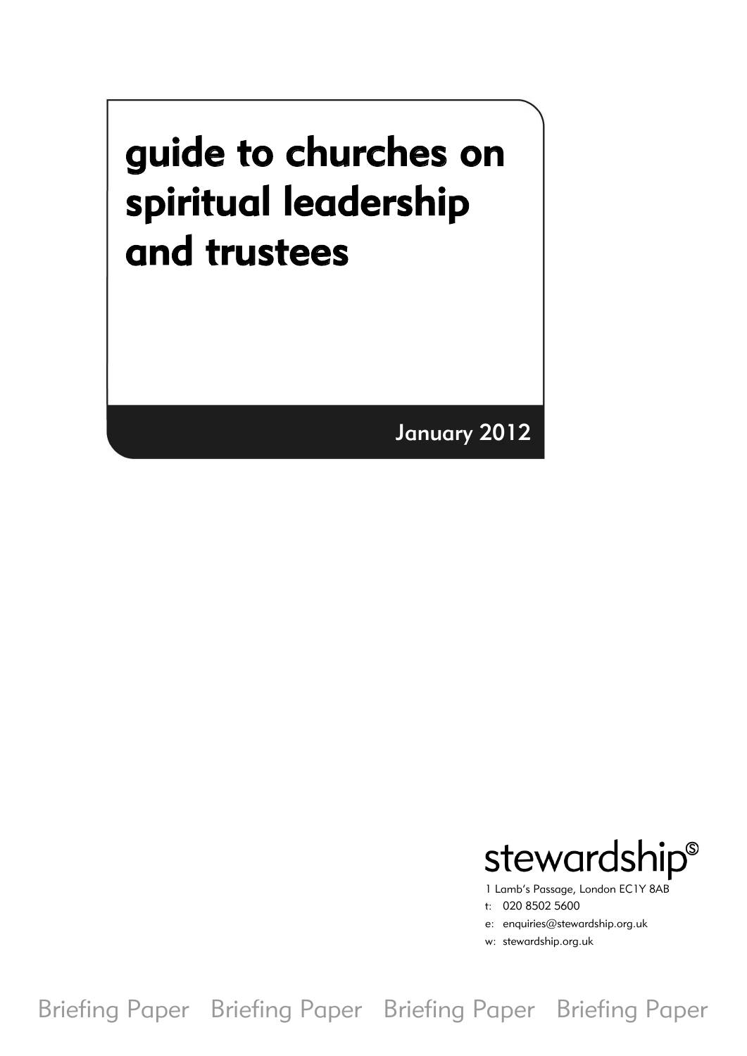# guide to churches on spiritual leadership and trustees

January 2012

stewardship®

1 Lamb's Passage, London EC1Y 8AB

t: 020 8502 5600

e: enquiries@stewardship.org.uk

w: stewardship.org.uk

Briefing Paper Briefing Paper Briefing Paper Briefing Paper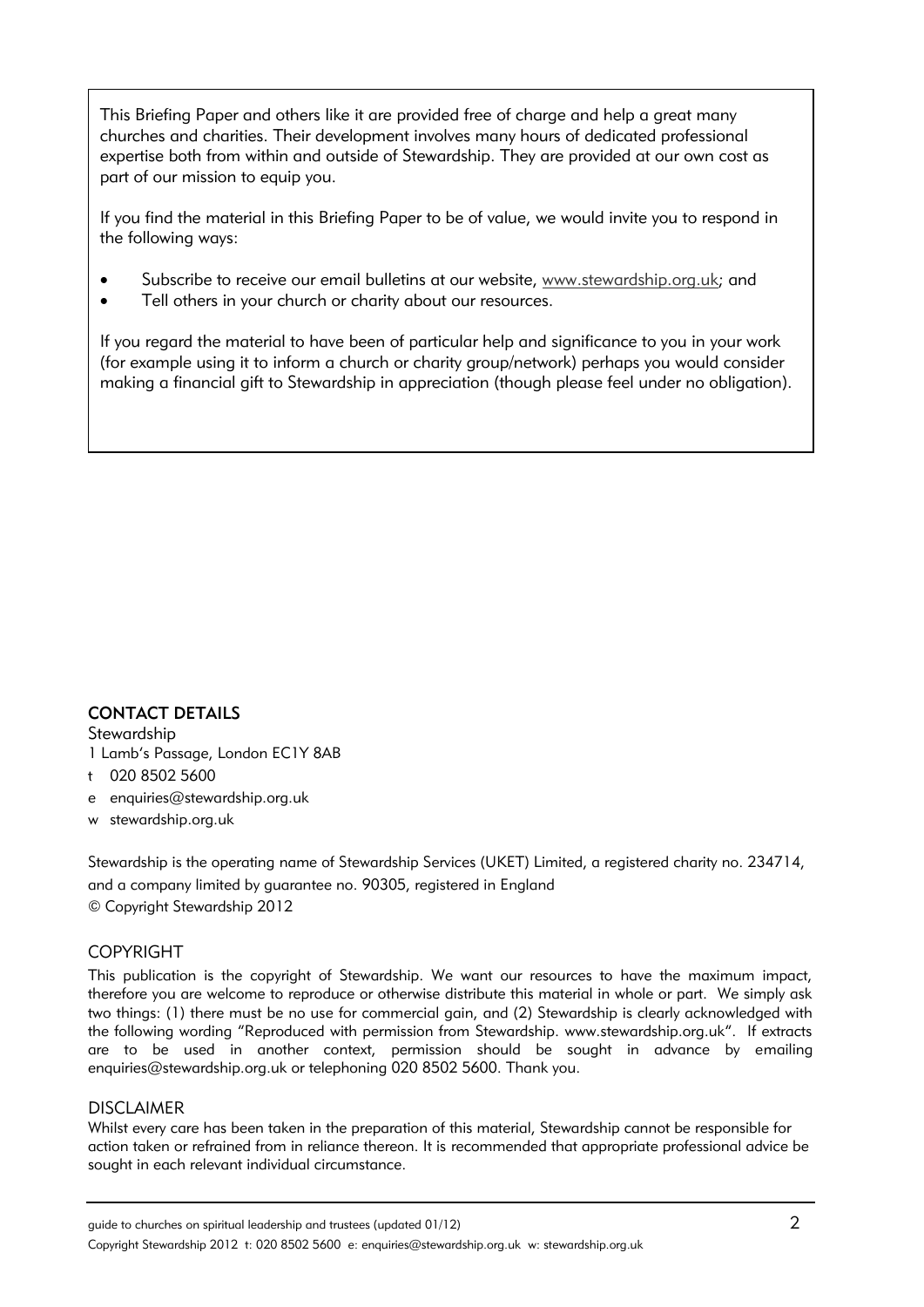This Briefing Paper and others like it are provided free of charge and help a great many churches and charities. Their development involves many hours of dedicated professional expertise both from within and outside of Stewardship. They are provided at our own cost as part of our mission to equip you.

If you find the material in this Briefing Paper to be of value, we would invite you to respond in the following ways:

- Subscribe to receive our email bulletins at our website, www.stewardship.org.uk; and
- Tell others in your church or charity about our resources.

If you regard the material to have been of particular help and significance to you in your work (for example using it to inform a church or charity group/network) perhaps you would consider making a financial gift to Stewardship in appreciation (though please feel under no obligation).

**CONTACT DETAILS**

Stewardship
1 Lamb's Passage, London EC1Y 8AB
t 020 8502 5600
e enquiries@stewardship.org.uk
w stewardship.org.uk

Stewardship is the operating name of Stewardship Services (UKET) Limited, a registered charity no. 234714, and a company limited by guarantee no. 90305, registered in England
© Copyright Stewardship 2012

COPYRIGHT

This publication is the copyright of Stewardship. We want our resources to have the maximum impact, therefore you are welcome to reproduce or otherwise distribute this material in whole or part. We simply ask two things: (1) there must be no use for commercial gain, and (2) Stewardship is clearly acknowledged with the following wording "Reproduced with permission from Stewardship. www.stewardship.org.uk". If extracts are to be used in another context, permission should be sought in advance by emailing enquiries@stewardship.org.uk or telephoning 020 8502 5600. Thank you.

DISCLAIMER

Whilst every care has been taken in the preparation of this material, Stewardship cannot be responsible for action taken or refrained from in reliance thereon. It is recommended that appropriate professional advice be sought in each relevant individual circumstance.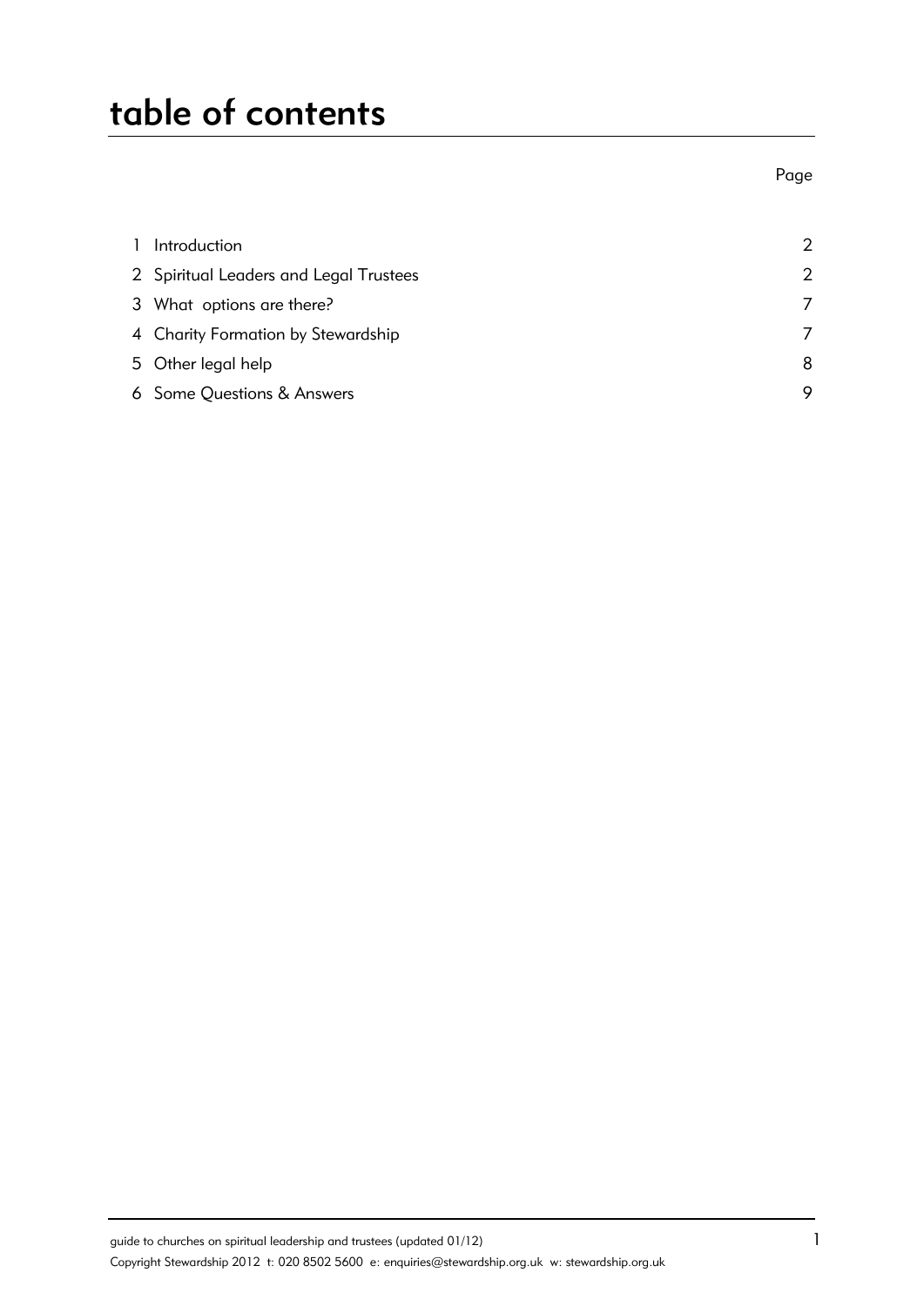# table of contents

| | | Page |
|---|---|---|
| 1 | Introduction | 2 |
| 2 | Spiritual Leaders and Legal Trustees | 2 |
| 3 | What options are there? | 7 |
| 4 | Charity Formation by Stewardship | 7 |
| 5 | Other legal help | 8 |
| 6 | Some Questions & Answers | 9 |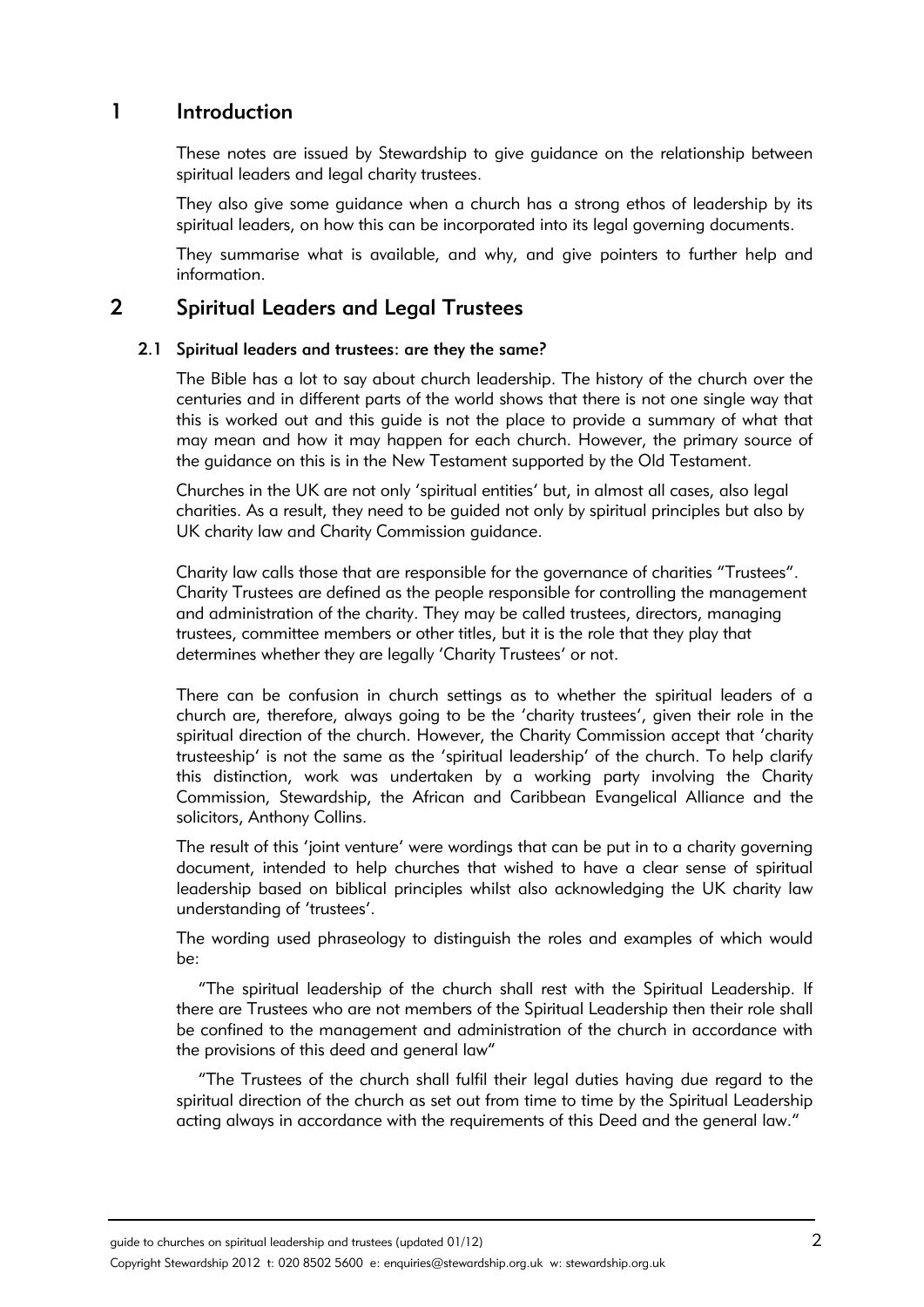## 1 Introduction

These notes are issued by Stewardship to give guidance on the relationship between spiritual leaders and legal charity trustees.

They also give some guidance when a church has a strong ethos of leadership by its spiritual leaders, on how this can be incorporated into its legal governing documents.

They summarise what is available, and why, and give pointers to further help and information.

## 2 Spiritual Leaders and Legal Trustees

### 2.1 Spiritual leaders and trustees: are they the same?

The Bible has a lot to say about church leadership. The history of the church over the centuries and in different parts of the world shows that there is not one single way that this is worked out and this guide is not the place to provide a summary of what that may mean and how it may happen for each church. However, the primary source of the guidance on this is in the New Testament supported by the Old Testament.

Churches in the UK are not only 'spiritual entities' but, in almost all cases, also legal charities. As a result, they need to be guided not only by spiritual principles but also by UK charity law and Charity Commission guidance.

Charity law calls those that are responsible for the governance of charities "Trustees". Charity Trustees are defined as the people responsible for controlling the management and administration of the charity. They may be called trustees, directors, managing trustees, committee members or other titles, but it is the role that they play that determines whether they are legally 'Charity Trustees' or not.

There can be confusion in church settings as to whether the spiritual leaders of a church are, therefore, always going to be the 'charity trustees', given their role in the spiritual direction of the church. However, the Charity Commission accept that 'charity trusteeship' is not the same as the 'spiritual leadership' of the church. To help clarify this distinction, work was undertaken by a working party involving the Charity Commission, Stewardship, the African and Caribbean Evangelical Alliance and the solicitors, Anthony Collins.

The result of this 'joint venture' were wordings that can be put in to a charity governing document, intended to help churches that wished to have a clear sense of spiritual leadership based on biblical principles whilst also acknowledging the UK charity law understanding of 'trustees'.

The wording used phraseology to distinguish the roles and examples of which would be:

"The spiritual leadership of the church shall rest with the Spiritual Leadership. If there are Trustees who are not members of the Spiritual Leadership then their role shall be confined to the management and administration of the church in accordance with the provisions of this deed and general law"

"The Trustees of the church shall fulfil their legal duties having due regard to the spiritual direction of the church as set out from time to time by the Spiritual Leadership acting always in accordance with the requirements of this Deed and the general law."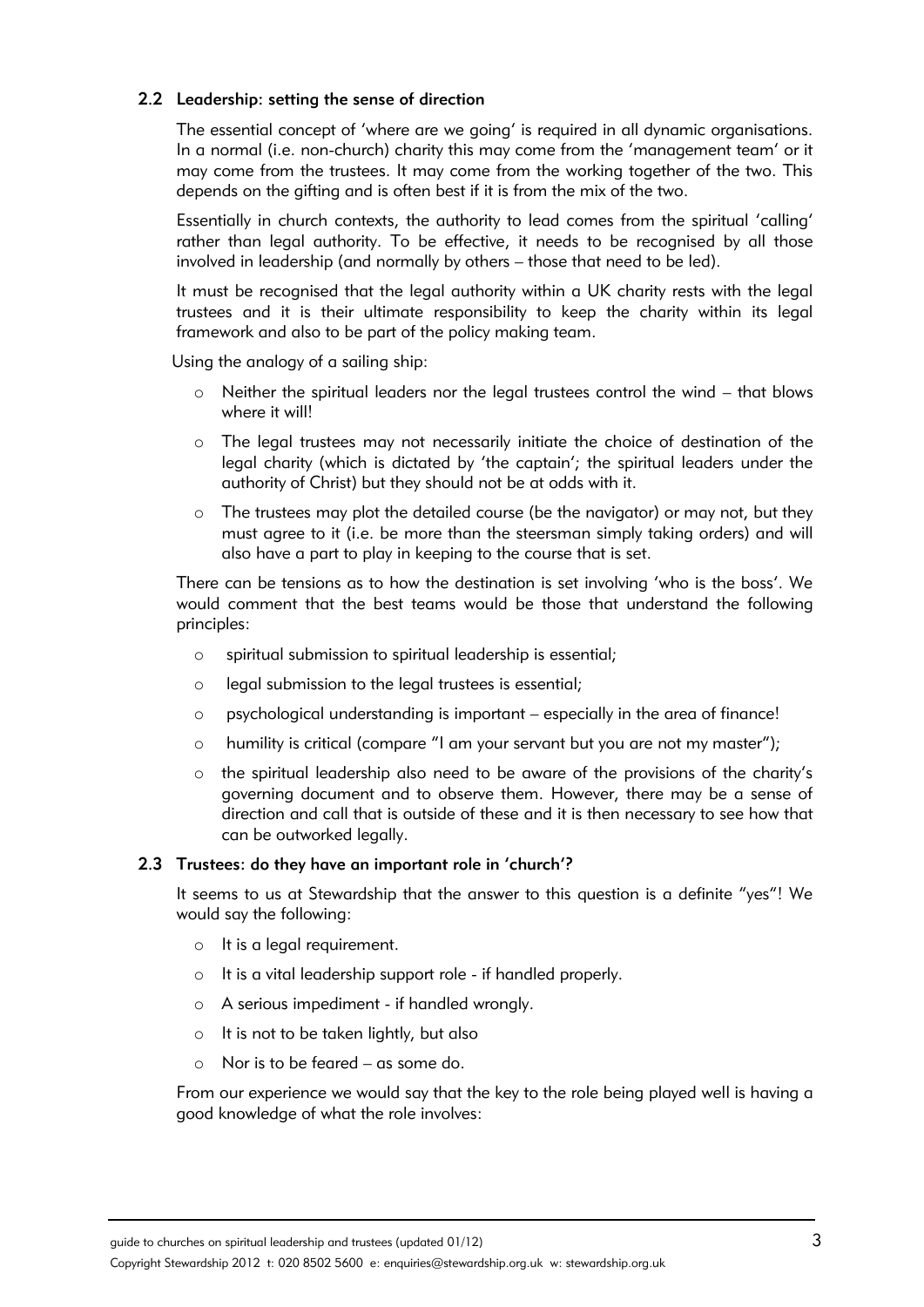### 2.2 Leadership: setting the sense of direction

The essential concept of 'where are we going' is required in all dynamic organisations. In a normal (i.e. non-church) charity this may come from the 'management team' or it may come from the trustees. It may come from the working together of the two. This depends on the gifting and is often best if it is from the mix of the two.

Essentially in church contexts, the authority to lead comes from the spiritual 'calling' rather than legal authority. To be effective, it needs to be recognised by all those involved in leadership (and normally by others – those that need to be led).

It must be recognised that the legal authority within a UK charity rests with the legal trustees and it is their ultimate responsibility to keep the charity within its legal framework and also to be part of the policy making team.

Using the analogy of a sailing ship:

- Neither the spiritual leaders nor the legal trustees control the wind – that blows where it will!
- The legal trustees may not necessarily initiate the choice of destination of the legal charity (which is dictated by 'the captain'; the spiritual leaders under the authority of Christ) but they should not be at odds with it.
- The trustees may plot the detailed course (be the navigator) or may not, but they must agree to it (i.e. be more than the steersman simply taking orders) and will also have a part to play in keeping to the course that is set.

There can be tensions as to how the destination is set involving 'who is the boss'. We would comment that the best teams would be those that understand the following principles:

- spiritual submission to spiritual leadership is essential;
- legal submission to the legal trustees is essential;
- psychological understanding is important – especially in the area of finance!
- humility is critical (compare "I am your servant but you are not my master");
- the spiritual leadership also need to be aware of the provisions of the charity's governing document and to observe them. However, there may be a sense of direction and call that is outside of these and it is then necessary to see how that can be outworked legally.

### 2.3 Trustees: do they have an important role in 'church'?

It seems to us at Stewardship that the answer to this question is a definite "yes"! We would say the following:

- It is a legal requirement.
- It is a vital leadership support role - if handled properly.
- A serious impediment - if handled wrongly.
- It is not to be taken lightly, but also
- Nor is to be feared – as some do.

From our experience we would say that the key to the role being played well is having a good knowledge of what the role involves: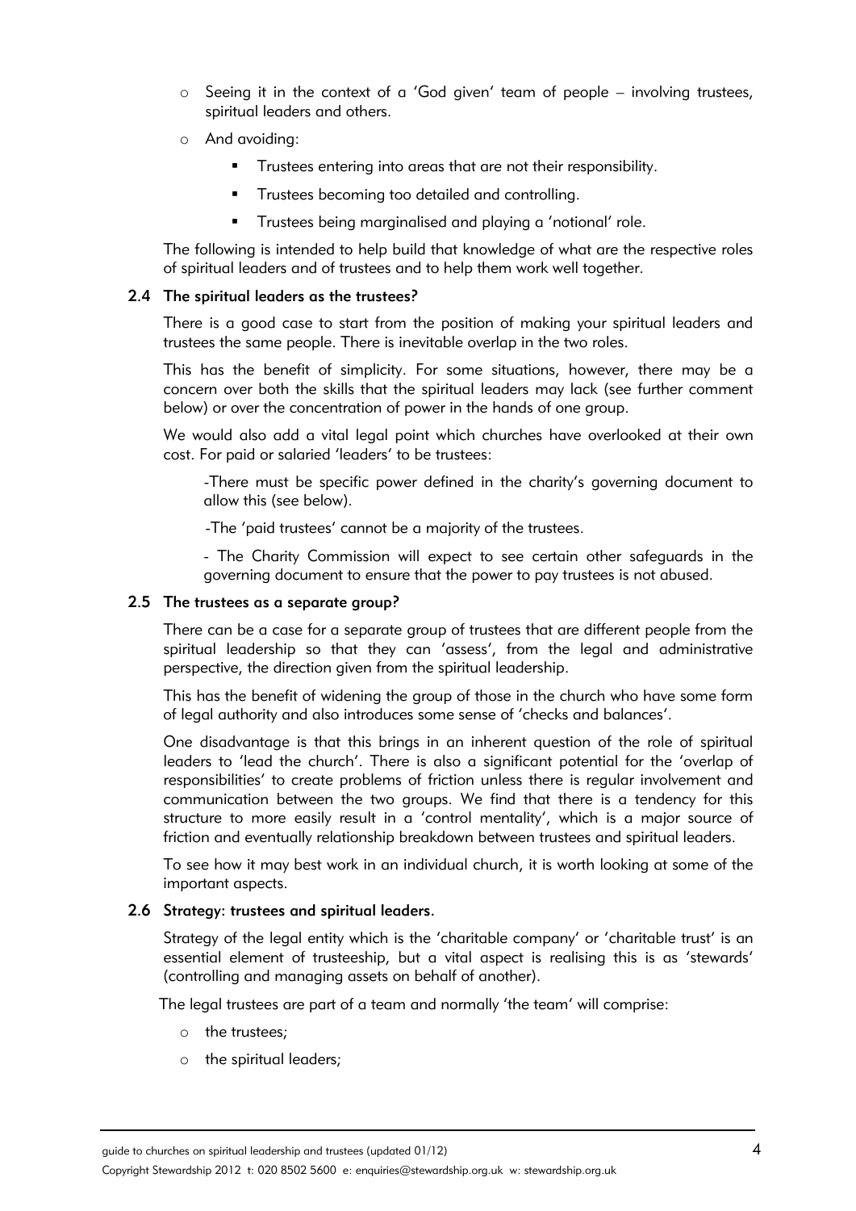- Seeing it in the context of a 'God given' team of people – involving trustees, spiritual leaders and others.
- And avoiding:
  - Trustees entering into areas that are not their responsibility.
  - Trustees becoming too detailed and controlling.
  - Trustees being marginalised and playing a 'notional' role.

The following is intended to help build that knowledge of what are the respective roles of spiritual leaders and of trustees and to help them work well together.

### 2.4 The spiritual leaders as the trustees?

There is a good case to start from the position of making your spiritual leaders and trustees the same people. There is inevitable overlap in the two roles.

This has the benefit of simplicity. For some situations, however, there may be a concern over both the skills that the spiritual leaders may lack (see further comment below) or over the concentration of power in the hands of one group.

We would also add a vital legal point which churches have overlooked at their own cost. For paid or salaried 'leaders' to be trustees:

-There must be specific power defined in the charity's governing document to allow this (see below).

-The 'paid trustees' cannot be a majority of the trustees.

- The Charity Commission will expect to see certain other safeguards in the governing document to ensure that the power to pay trustees is not abused.

### 2.5 The trustees as a separate group?

There can be a case for a separate group of trustees that are different people from the spiritual leadership so that they can 'assess', from the legal and administrative perspective, the direction given from the spiritual leadership.

This has the benefit of widening the group of those in the church who have some form of legal authority and also introduces some sense of 'checks and balances'.

One disadvantage is that this brings in an inherent question of the role of spiritual leaders to 'lead the church'. There is also a significant potential for the 'overlap of responsibilities' to create problems of friction unless there is regular involvement and communication between the two groups. We find that there is a tendency for this structure to more easily result in a 'control mentality', which is a major source of friction and eventually relationship breakdown between trustees and spiritual leaders.

To see how it may best work in an individual church, it is worth looking at some of the important aspects.

### 2.6 Strategy: trustees and spiritual leaders.

Strategy of the legal entity which is the 'charitable company' or 'charitable trust' is an essential element of trusteeship, but a vital aspect is realising this is as 'stewards' (controlling and managing assets on behalf of another).

The legal trustees are part of a team and normally 'the team' will comprise:

- the trustees;
- the spiritual leaders;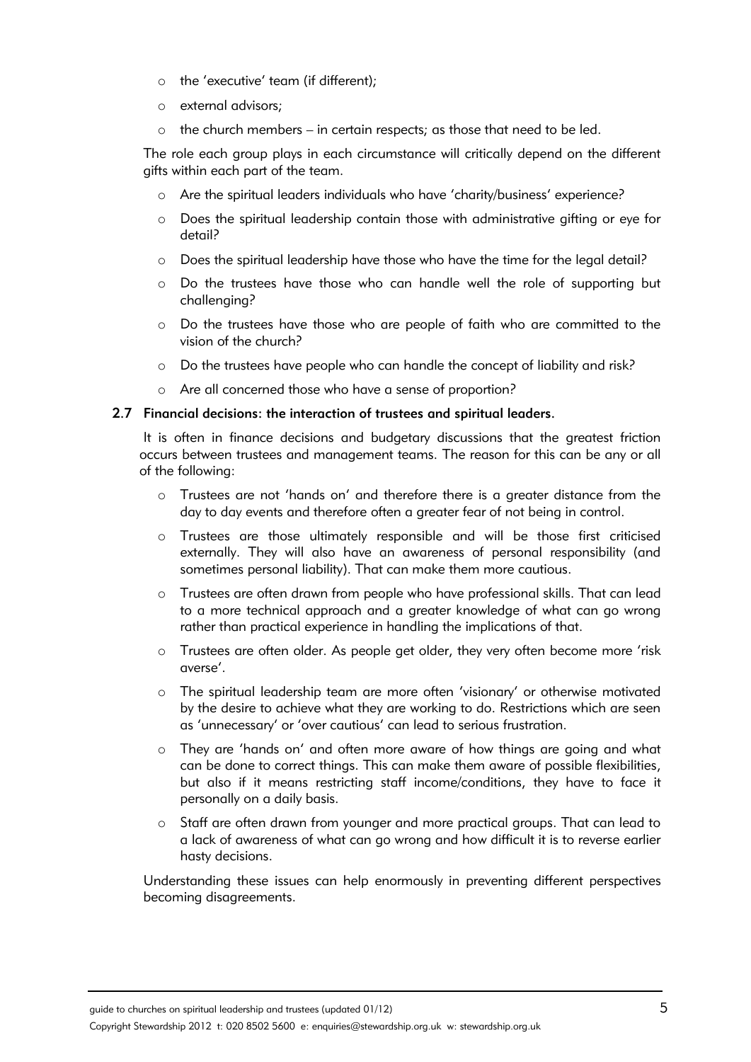- the 'executive' team (if different);
- external advisors;
- the church members – in certain respects; as those that need to be led.

The role each group plays in each circumstance will critically depend on the different gifts within each part of the team.

- Are the spiritual leaders individuals who have 'charity/business' experience?
- Does the spiritual leadership contain those with administrative gifting or eye for detail?
- Does the spiritual leadership have those who have the time for the legal detail?
- Do the trustees have those who can handle well the role of supporting but challenging?
- Do the trustees have those who are people of faith who are committed to the vision of the church?
- Do the trustees have people who can handle the concept of liability and risk?
- Are all concerned those who have a sense of proportion?

### 2.7 Financial decisions: the interaction of trustees and spiritual leaders.

It is often in finance decisions and budgetary discussions that the greatest friction occurs between trustees and management teams. The reason for this can be any or all of the following:

- Trustees are not 'hands on' and therefore there is a greater distance from the day to day events and therefore often a greater fear of not being in control.
- Trustees are those ultimately responsible and will be those first criticised externally. They will also have an awareness of personal responsibility (and sometimes personal liability). That can make them more cautious.
- Trustees are often drawn from people who have professional skills. That can lead to a more technical approach and a greater knowledge of what can go wrong rather than practical experience in handling the implications of that.
- Trustees are often older. As people get older, they very often become more 'risk averse'.
- The spiritual leadership team are more often 'visionary' or otherwise motivated by the desire to achieve what they are working to do. Restrictions which are seen as 'unnecessary' or 'over cautious' can lead to serious frustration.
- They are 'hands on' and often more aware of how things are going and what can be done to correct things. This can make them aware of possible flexibilities, but also if it means restricting staff income/conditions, they have to face it personally on a daily basis.
- Staff are often drawn from younger and more practical groups. That can lead to a lack of awareness of what can go wrong and how difficult it is to reverse earlier hasty decisions.

Understanding these issues can help enormously in preventing different perspectives becoming disagreements.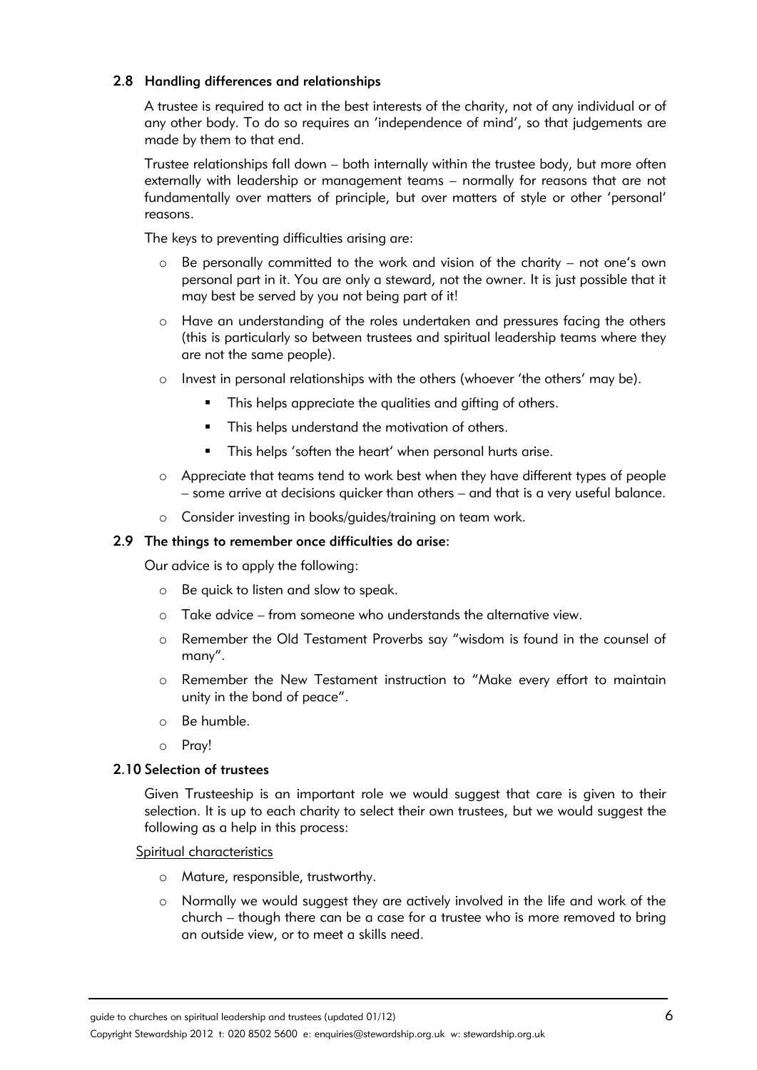### 2.8 Handling differences and relationships

A trustee is required to act in the best interests of the charity, not of any individual or of any other body. To do so requires an 'independence of mind', so that judgements are made by them to that end.

Trustee relationships fall down – both internally within the trustee body, but more often externally with leadership or management teams – normally for reasons that are not fundamentally over matters of principle, but over matters of style or other 'personal' reasons.

The keys to preventing difficulties arising are:

- Be personally committed to the work and vision of the charity – not one's own personal part in it. You are only a steward, not the owner. It is just possible that it may best be served by you not being part of it!
- Have an understanding of the roles undertaken and pressures facing the others (this is particularly so between trustees and spiritual leadership teams where they are not the same people).
- Invest in personal relationships with the others (whoever 'the others' may be).
  - This helps appreciate the qualities and gifting of others.
  - This helps understand the motivation of others.
  - This helps 'soften the heart' when personal hurts arise.
- Appreciate that teams tend to work best when they have different types of people – some arrive at decisions quicker than others – and that is a very useful balance.
- Consider investing in books/guides/training on team work.

### 2.9 The things to remember once difficulties do arise:

Our advice is to apply the following:

- Be quick to listen and slow to speak.
- Take advice – from someone who understands the alternative view.
- Remember the Old Testament Proverbs say "wisdom is found in the counsel of many".
- Remember the New Testament instruction to "Make every effort to maintain unity in the bond of peace".
- Be humble.
- Pray!

### 2.10 Selection of trustees

Given Trusteeship is an important role we would suggest that care is given to their selection. It is up to each charity to select their own trustees, but we would suggest the following as a help in this process:

Spiritual characteristics

- Mature, responsible, trustworthy.
- Normally we would suggest they are actively involved in the life and work of the church – though there can be a case for a trustee who is more removed to bring an outside view, or to meet a skills need.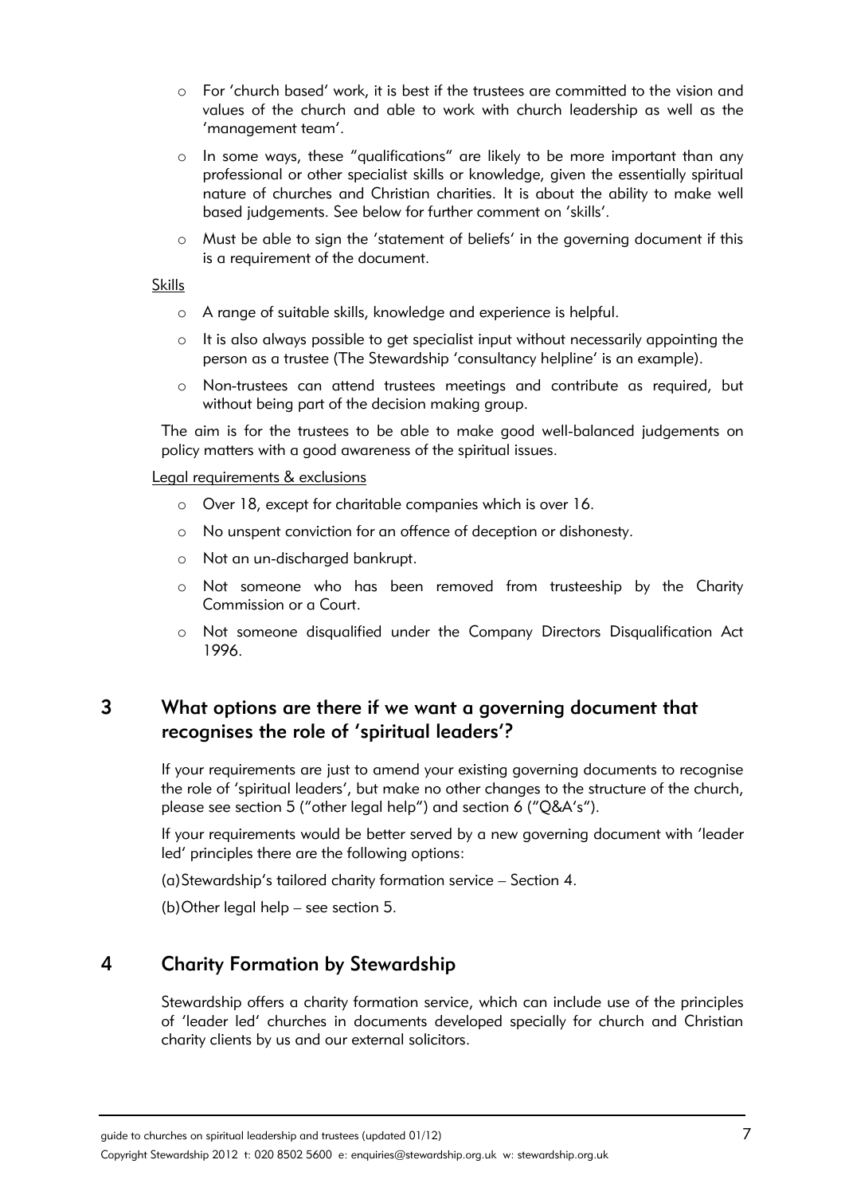- For 'church based' work, it is best if the trustees are committed to the vision and values of the church and able to work with church leadership as well as the 'management team'.
- In some ways, these "qualifications" are likely to be more important than any professional or other specialist skills or knowledge, given the essentially spiritual nature of churches and Christian charities. It is about the ability to make well based judgements. See below for further comment on 'skills'.
- Must be able to sign the 'statement of beliefs' in the governing document if this is a requirement of the document.

Skills

- A range of suitable skills, knowledge and experience is helpful.
- It is also always possible to get specialist input without necessarily appointing the person as a trustee (The Stewardship 'consultancy helpline' is an example).
- Non-trustees can attend trustees meetings and contribute as required, but without being part of the decision making group.

The aim is for the trustees to be able to make good well-balanced judgements on policy matters with a good awareness of the spiritual issues.

Legal requirements & exclusions

- Over 18, except for charitable companies which is over 16.
- No unspent conviction for an offence of deception or dishonesty.
- Not an un-discharged bankrupt.
- Not someone who has been removed from trusteeship by the Charity Commission or a Court.
- Not someone disqualified under the Company Directors Disqualification Act 1996.

## 3 What options are there if we want a governing document that recognises the role of 'spiritual leaders'?

If your requirements are just to amend your existing governing documents to recognise the role of 'spiritual leaders', but make no other changes to the structure of the church, please see section 5 ("other legal help") and section 6 ("Q&A's").

If your requirements would be better served by a new governing document with 'leader led' principles there are the following options:

(a) Stewardship's tailored charity formation service – Section 4.

(b) Other legal help – see section 5.

## 4 Charity Formation by Stewardship

Stewardship offers a charity formation service, which can include use of the principles of 'leader led' churches in documents developed specially for church and Christian charity clients by us and our external solicitors.